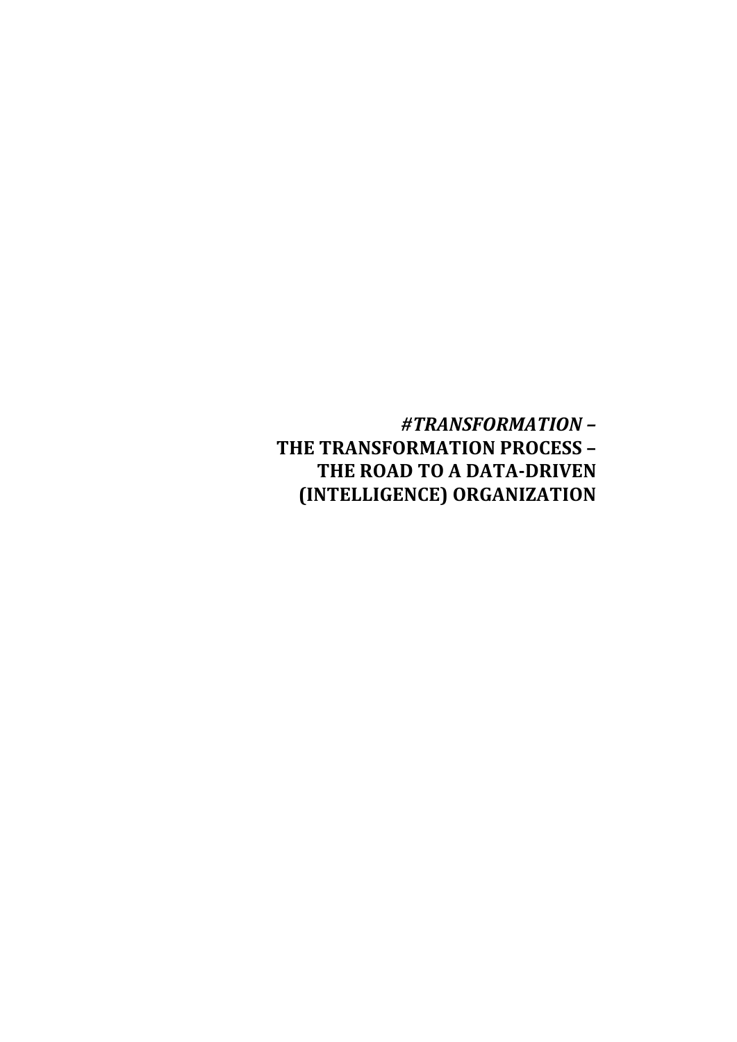# *#TRANSFORMATION* – THE TRANSFORMATION PROCESS – THE ROAD TO A DATA-DRIVEN (INTELLIGENCE) ORGANIZATION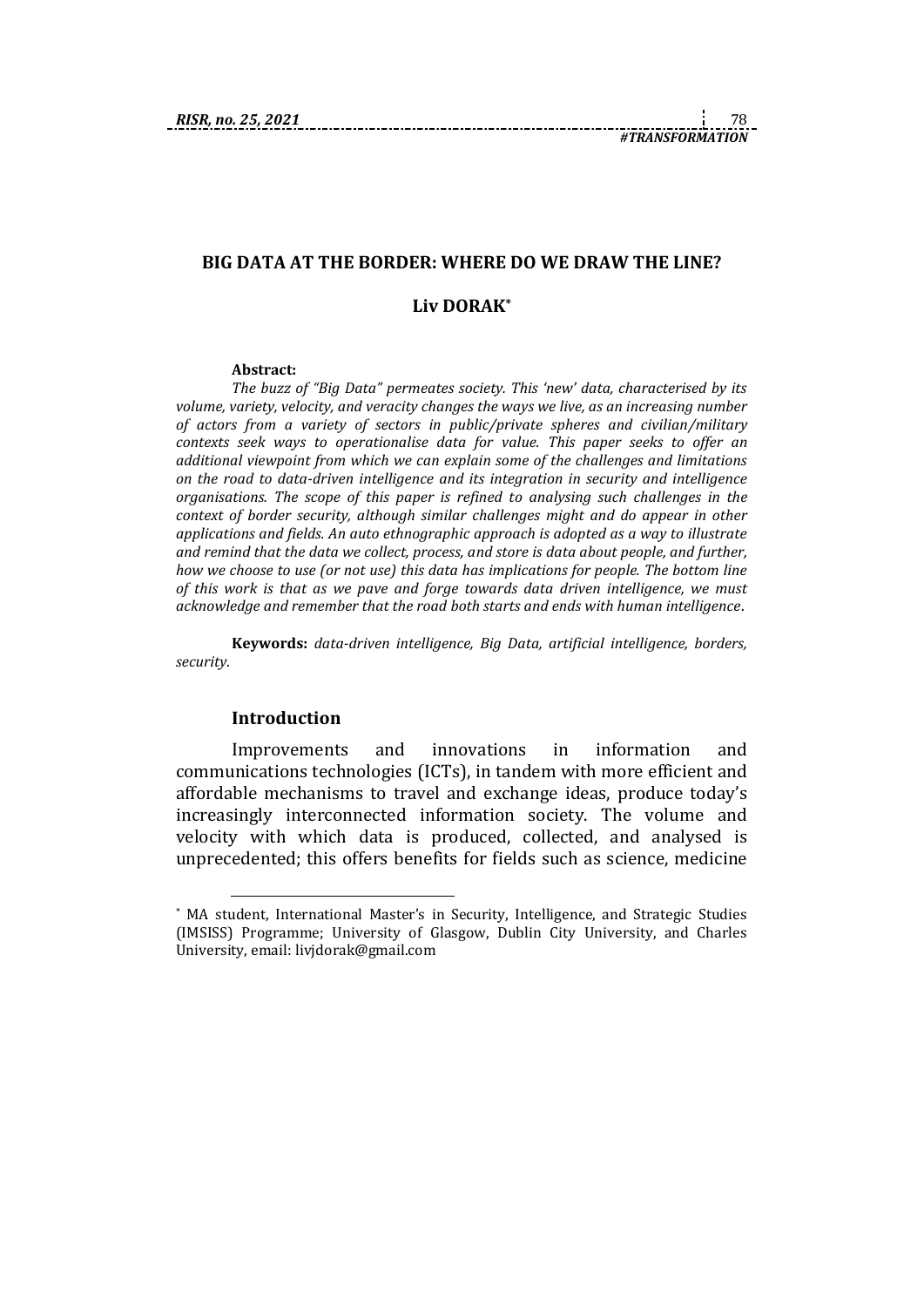## BIG DATA AT THE BORDER: WHERE DO WE DRAW THE LINE?

**Liv DORAK***

**Abstract:**

*The buzz of "Big Data" permeates society. This 'new' data, characterised by its volume, variety, velocity, and veracity changes the ways we live, as an increasing number of actors from a variety of sectors in public/private spheres and civilian/military contexts seek ways to operationalise data for value. This paper seeks to offer an additional viewpoint from which we can explain some of the challenges and limitations on the road to data-driven intelligence and its integration in security and intelligence organisations. The scope of this paper is refined to analysing such challenges in the context of border security, although similar challenges might and do appear in other applications and fields. An auto ethnographic approach is adopted as a way to illustrate and remind that the data we collect, process, and store is data about people, and further, how we choose to use (or not use) this data has implications for people. The bottom line of this work is that as we pave and forge towards data driven intelligence, we must acknowledge and remember that the road both starts and ends with human intelligence*.

**Keywords:** *data-driven intelligence, Big Data, artificial intelligence, borders, security*.

### Introduction

Improvements and innovations in information and communications technologies (ICTs), in tandem with more efficient and affordable mechanisms to travel and exchange ideas, produce today's increasingly interconnected information society. The volume and velocity with which data is produced, collected, and analysed is unprecedented; this offers benefits for fields such as science, medicine

---

* MA student, International Master's in Security, Intelligence, and Strategic Studies (IMSISS) Programme; University of Glasgow, Dublin City University, and Charles University, email: livjdorak@gmail.com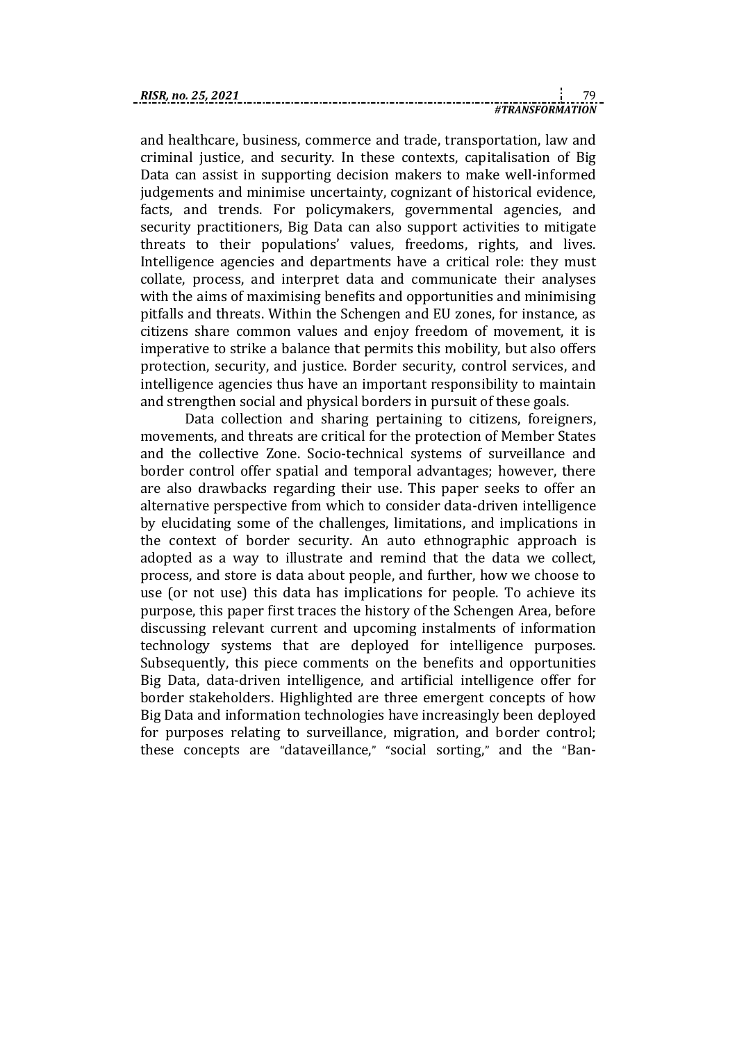and healthcare, business, commerce and trade, transportation, law and criminal justice, and security. In these contexts, capitalisation of Big Data can assist in supporting decision makers to make well-informed judgements and minimise uncertainty, cognizant of historical evidence, facts, and trends. For policymakers, governmental agencies, and security practitioners, Big Data can also support activities to mitigate threats to their populations' values, freedoms, rights, and lives. Intelligence agencies and departments have a critical role: they must collate, process, and interpret data and communicate their analyses with the aims of maximising benefits and opportunities and minimising pitfalls and threats. Within the Schengen and EU zones, for instance, as citizens share common values and enjoy freedom of movement, it is imperative to strike a balance that permits this mobility, but also offers protection, security, and justice. Border security, control services, and intelligence agencies thus have an important responsibility to maintain and strengthen social and physical borders in pursuit of these goals.

Data collection and sharing pertaining to citizens, foreigners, movements, and threats are critical for the protection of Member States and the collective Zone. Socio-technical systems of surveillance and border control offer spatial and temporal advantages; however, there are also drawbacks regarding their use. This paper seeks to offer an alternative perspective from which to consider data-driven intelligence by elucidating some of the challenges, limitations, and implications in the context of border security. An auto ethnographic approach is adopted as a way to illustrate and remind that the data we collect, process, and store is data about people, and further, how we choose to use (or not use) this data has implications for people. To achieve its purpose, this paper first traces the history of the Schengen Area, before discussing relevant current and upcoming instalments of information technology systems that are deployed for intelligence purposes. Subsequently, this piece comments on the benefits and opportunities Big Data, data-driven intelligence, and artificial intelligence offer for border stakeholders. Highlighted are three emergent concepts of how Big Data and information technologies have increasingly been deployed for purposes relating to surveillance, migration, and border control; these concepts are "dataveillance," "social sorting," and the "Ban-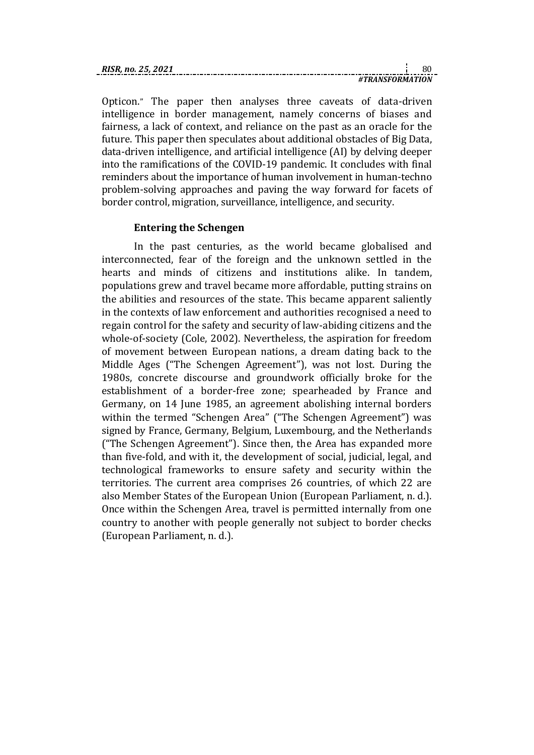Opticon." The paper then analyses three caveats of data-driven intelligence in border management, namely concerns of biases and fairness, a lack of context, and reliance on the past as an oracle for the future. This paper then speculates about additional obstacles of Big Data, data-driven intelligence, and artificial intelligence (AI) by delving deeper into the ramifications of the COVID-19 pandemic. It concludes with final reminders about the importance of human involvement in human-techno problem-solving approaches and paving the way forward for facets of border control, migration, surveillance, intelligence, and security.

### Entering the Schengen

In the past centuries, as the world became globalised and interconnected, fear of the foreign and the unknown settled in the hearts and minds of citizens and institutions alike. In tandem, populations grew and travel became more affordable, putting strains on the abilities and resources of the state. This became apparent saliently in the contexts of law enforcement and authorities recognised a need to regain control for the safety and security of law-abiding citizens and the whole-of-society (Cole, 2002). Nevertheless, the aspiration for freedom of movement between European nations, a dream dating back to the Middle Ages ("The Schengen Agreement"), was not lost. During the 1980s, concrete discourse and groundwork officially broke for the establishment of a border-free zone; spearheaded by France and Germany, on 14 June 1985, an agreement abolishing internal borders within the termed "Schengen Area" ("The Schengen Agreement") was signed by France, Germany, Belgium, Luxembourg, and the Netherlands ("The Schengen Agreement"). Since then, the Area has expanded more than five-fold, and with it, the development of social, judicial, legal, and technological frameworks to ensure safety and security within the territories. The current area comprises 26 countries, of which 22 are also Member States of the European Union (European Parliament, n. d.). Once within the Schengen Area, travel is permitted internally from one country to another with people generally not subject to border checks (European Parliament, n. d.).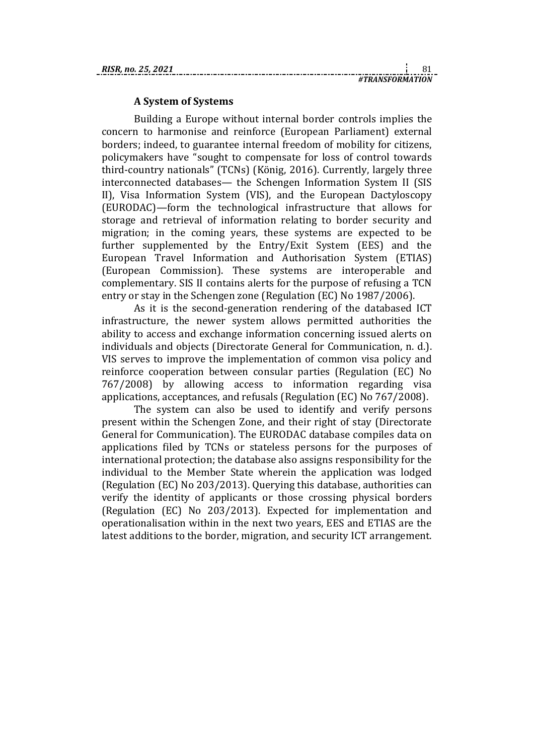### A System of Systems

Building a Europe without internal border controls implies the concern to harmonise and reinforce (European Parliament) external borders; indeed, to guarantee internal freedom of mobility for citizens, policymakers have "sought to compensate for loss of control towards third-country nationals" (TCNs) (König, 2016). Currently, largely three interconnected databases— the Schengen Information System II (SIS II), Visa Information System (VIS), and the European Dactyloscopy (EURODAC)—form the technological infrastructure that allows for storage and retrieval of information relating to border security and migration; in the coming years, these systems are expected to be further supplemented by the Entry/Exit System (EES) and the European Travel Information and Authorisation System (ETIAS) (European Commission). These systems are interoperable and complementary. SIS II contains alerts for the purpose of refusing a TCN entry or stay in the Schengen zone (Regulation (EC) No 1987/2006).

As it is the second-generation rendering of the databased ICT infrastructure, the newer system allows permitted authorities the ability to access and exchange information concerning issued alerts on individuals and objects (Directorate General for Communication, n. d.). VIS serves to improve the implementation of common visa policy and reinforce cooperation between consular parties (Regulation (EC) No 767/2008) by allowing access to information regarding visa applications, acceptances, and refusals (Regulation (EC) No 767/2008).

The system can also be used to identify and verify persons present within the Schengen Zone, and their right of stay (Directorate General for Communication). The EURODAC database compiles data on applications filed by TCNs or stateless persons for the purposes of international protection; the database also assigns responsibility for the individual to the Member State wherein the application was lodged (Regulation (EC) No 203/2013). Querying this database, authorities can verify the identity of applicants or those crossing physical borders (Regulation (EC) No 203/2013). Expected for implementation and operationalisation within in the next two years, EES and ETIAS are the latest additions to the border, migration, and security ICT arrangement.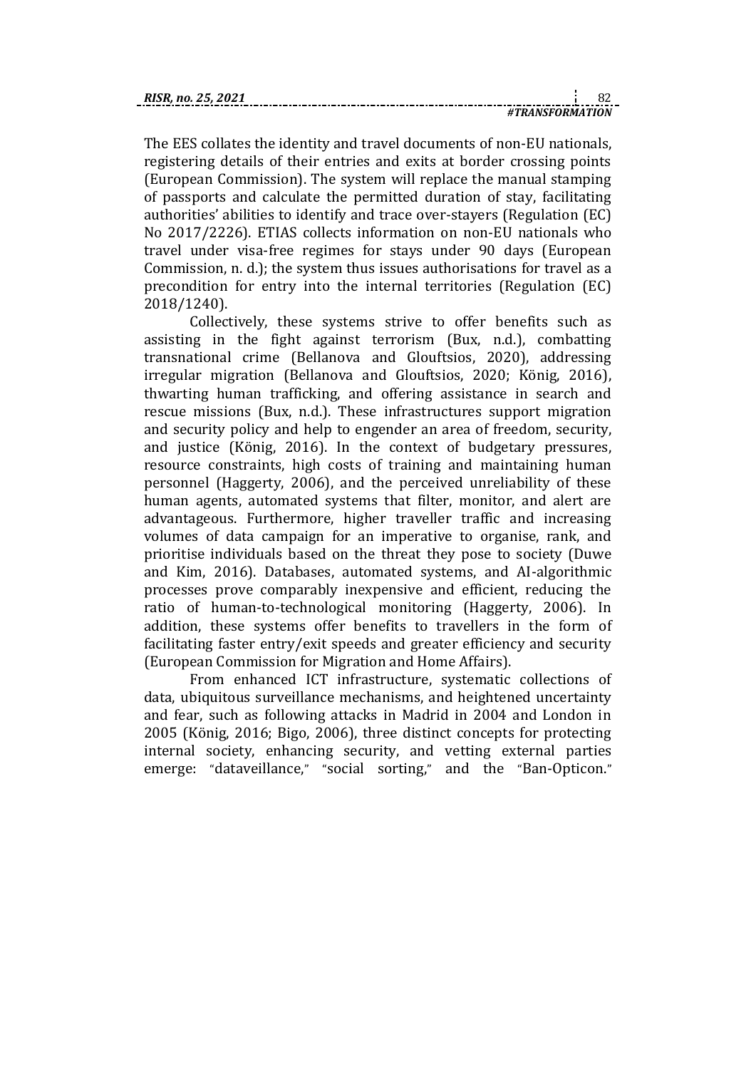The EES collates the identity and travel documents of non-EU nationals, registering details of their entries and exits at border crossing points (European Commission). The system will replace the manual stamping of passports and calculate the permitted duration of stay, facilitating authorities' abilities to identify and trace over-stayers (Regulation (EC) No 2017/2226). ETIAS collects information on non-EU nationals who travel under visa-free regimes for stays under 90 days (European Commission, n. d.); the system thus issues authorisations for travel as a precondition for entry into the internal territories (Regulation (EC) 2018/1240).

Collectively, these systems strive to offer benefits such as assisting in the fight against terrorism (Bux, n.d.), combatting transnational crime (Bellanova and Glouftsios, 2020), addressing irregular migration (Bellanova and Glouftsios, 2020; König, 2016), thwarting human trafficking, and offering assistance in search and rescue missions (Bux, n.d.). These infrastructures support migration and security policy and help to engender an area of freedom, security, and justice (König, 2016). In the context of budgetary pressures, resource constraints, high costs of training and maintaining human personnel (Haggerty, 2006), and the perceived unreliability of these human agents, automated systems that filter, monitor, and alert are advantageous. Furthermore, higher traveller traffic and increasing volumes of data campaign for an imperative to organise, rank, and prioritise individuals based on the threat they pose to society (Duwe and Kim, 2016). Databases, automated systems, and AI-algorithmic processes prove comparably inexpensive and efficient, reducing the ratio of human-to-technological monitoring (Haggerty, 2006). In addition, these systems offer benefits to travellers in the form of facilitating faster entry/exit speeds and greater efficiency and security (European Commission for Migration and Home Affairs).

From enhanced ICT infrastructure, systematic collections of data, ubiquitous surveillance mechanisms, and heightened uncertainty and fear, such as following attacks in Madrid in 2004 and London in 2005 (König, 2016; Bigo, 2006), three distinct concepts for protecting internal society, enhancing security, and vetting external parties emerge: "dataveillance," "social sorting," and the "Ban-Opticon."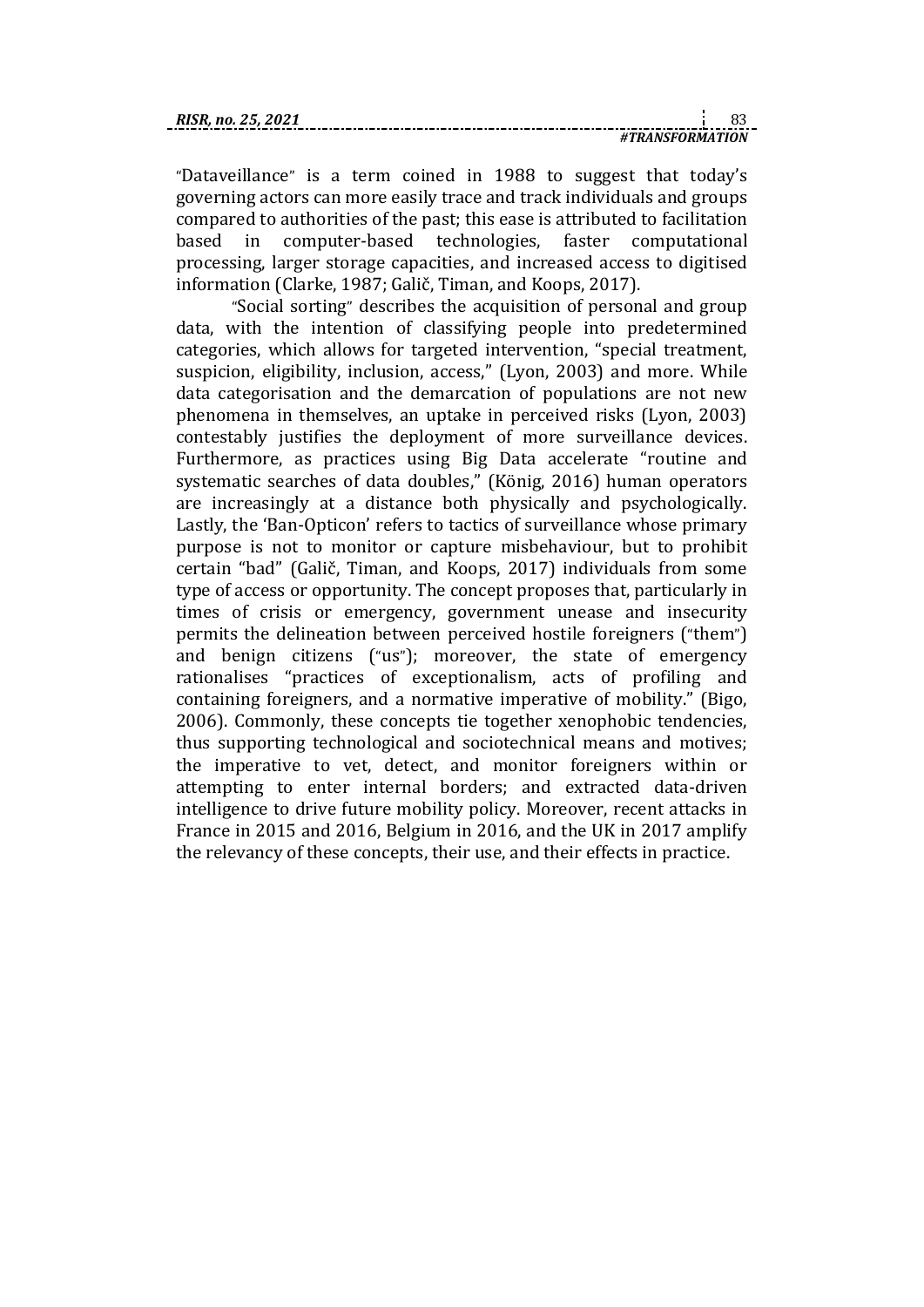"Dataveillance" is a term coined in 1988 to suggest that today's governing actors can more easily trace and track individuals and groups compared to authorities of the past; this ease is attributed to facilitation based in computer-based technologies, faster computational processing, larger storage capacities, and increased access to digitised information (Clarke, 1987; Galič, Timan, and Koops, 2017).

"Social sorting" describes the acquisition of personal and group data, with the intention of classifying people into predetermined categories, which allows for targeted intervention, "special treatment, suspicion, eligibility, inclusion, access," (Lyon, 2003) and more. While data categorisation and the demarcation of populations are not new phenomena in themselves, an uptake in perceived risks (Lyon, 2003) contestably justifies the deployment of more surveillance devices. Furthermore, as practices using Big Data accelerate "routine and systematic searches of data doubles," (König, 2016) human operators are increasingly at a distance both physically and psychologically. Lastly, the 'Ban-Opticon' refers to tactics of surveillance whose primary purpose is not to monitor or capture misbehaviour, but to prohibit certain "bad" (Galič, Timan, and Koops, 2017) individuals from some type of access or opportunity. The concept proposes that, particularly in times of crisis or emergency, government unease and insecurity permits the delineation between perceived hostile foreigners ("them") and benign citizens ("us"); moreover, the state of emergency rationalises "practices of exceptionalism, acts of profiling and containing foreigners, and a normative imperative of mobility." (Bigo, 2006). Commonly, these concepts tie together xenophobic tendencies, thus supporting technological and sociotechnical means and motives; the imperative to vet, detect, and monitor foreigners within or attempting to enter internal borders; and extracted data-driven intelligence to drive future mobility policy. Moreover, recent attacks in France in 2015 and 2016, Belgium in 2016, and the UK in 2017 amplify the relevancy of these concepts, their use, and their effects in practice.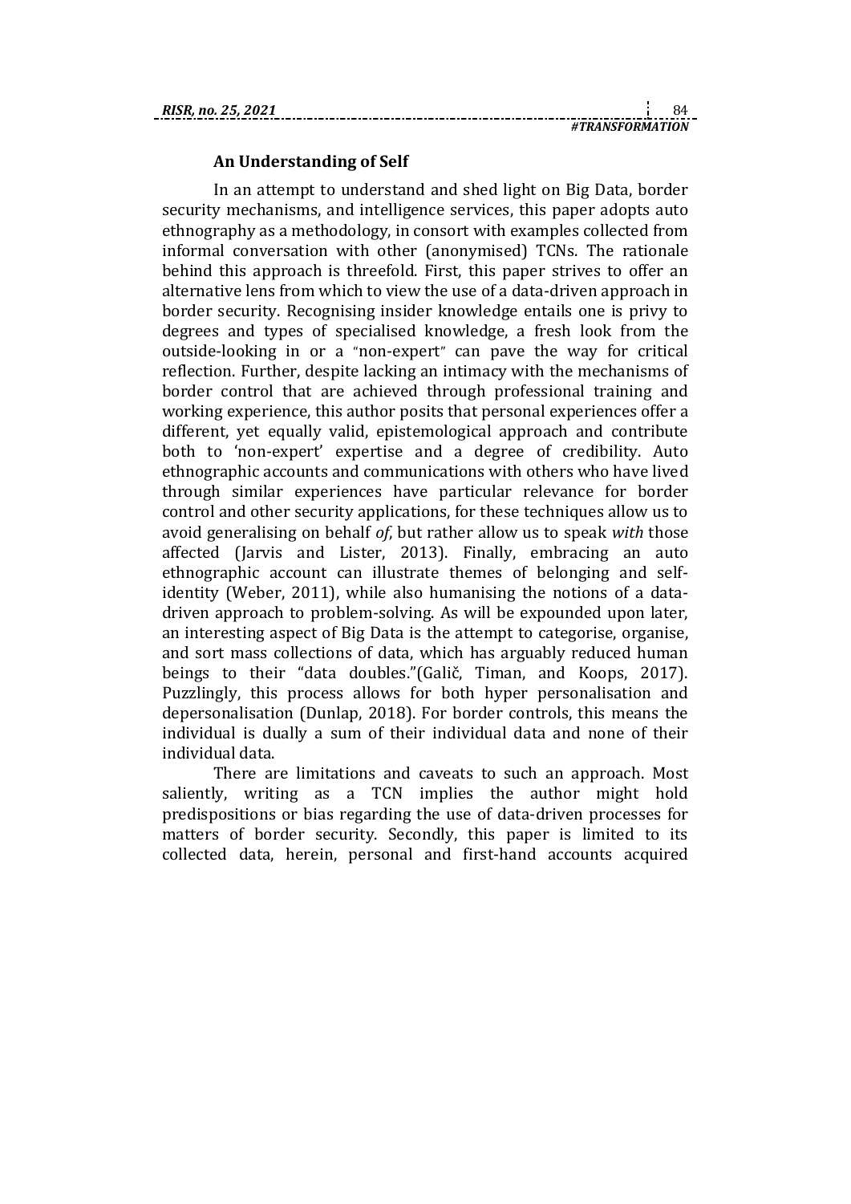## An Understanding of Self

In an attempt to understand and shed light on Big Data, border security mechanisms, and intelligence services, this paper adopts auto ethnography as a methodology, in consort with examples collected from informal conversation with other (anonymised) TCNs. The rationale behind this approach is threefold. First, this paper strives to offer an alternative lens from which to view the use of a data-driven approach in border security. Recognising insider knowledge entails one is privy to degrees and types of specialised knowledge, a fresh look from the outside-looking in or a "non-expert" can pave the way for critical reflection. Further, despite lacking an intimacy with the mechanisms of border control that are achieved through professional training and working experience, this author posits that personal experiences offer a different, yet equally valid, epistemological approach and contribute both to 'non-expert' expertise and a degree of credibility. Auto ethnographic accounts and communications with others who have lived through similar experiences have particular relevance for border control and other security applications, for these techniques allow us to avoid generalising on behalf *of*, but rather allow us to speak *with* those affected (Jarvis and Lister, 2013). Finally, embracing an auto ethnographic account can illustrate themes of belonging and self-identity (Weber, 2011), while also humanising the notions of a data-driven approach to problem-solving. As will be expounded upon later, an interesting aspect of Big Data is the attempt to categorise, organise, and sort mass collections of data, which has arguably reduced human beings to their "data doubles."(Galič, Timan, and Koops, 2017). Puzzlingly, this process allows for both hyper personalisation and depersonalisation (Dunlap, 2018). For border controls, this means the individual is dually a sum of their individual data and none of their individual data.

There are limitations and caveats to such an approach. Most saliently, writing as a TCN implies the author might hold predispositions or bias regarding the use of data-driven processes for matters of border security. Secondly, this paper is limited to its collected data, herein, personal and first-hand accounts acquired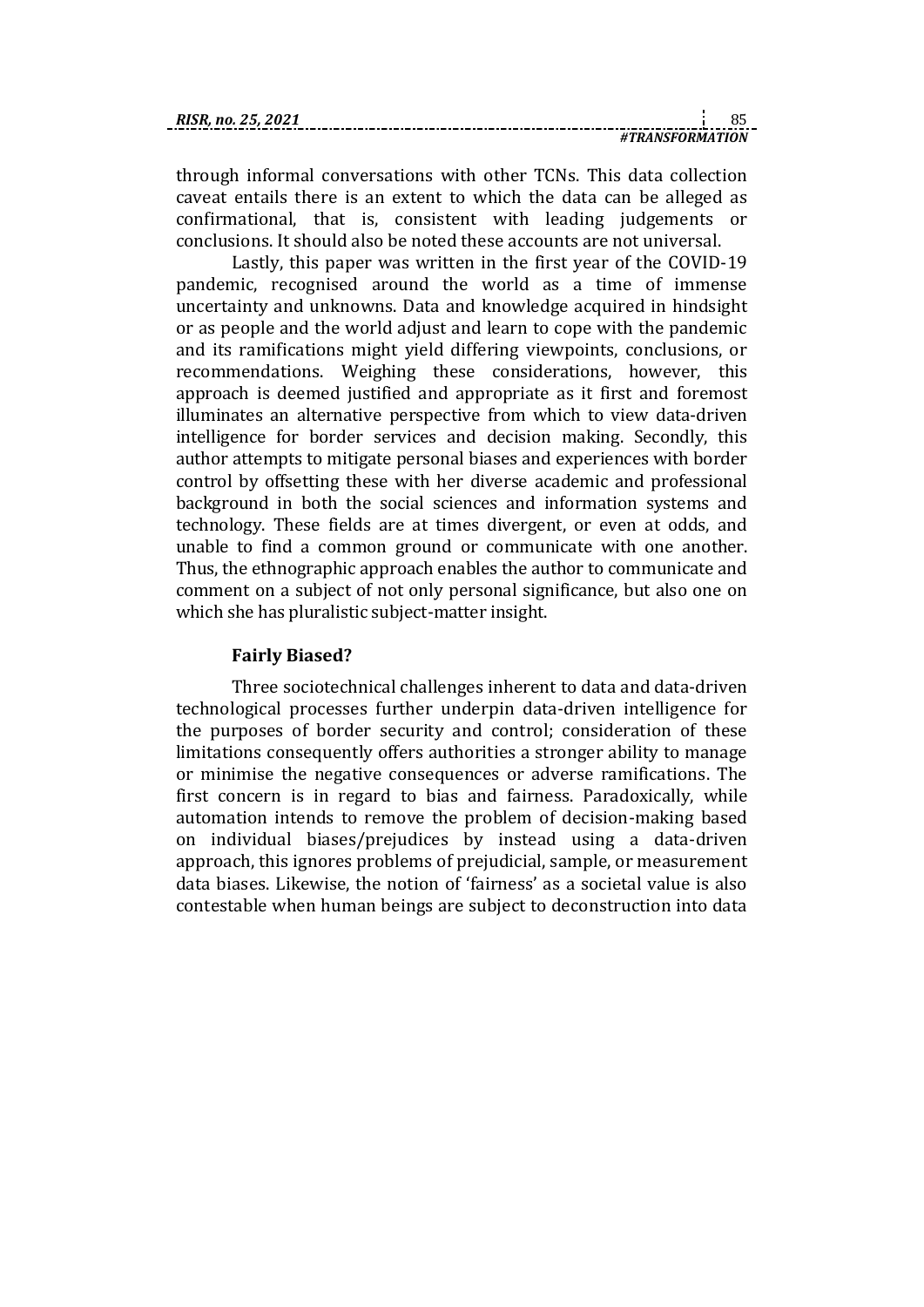through informal conversations with other TCNs. This data collection caveat entails there is an extent to which the data can be alleged as confirmational, that is, consistent with leading judgements or conclusions. It should also be noted these accounts are not universal.

Lastly, this paper was written in the first year of the COVID-19 pandemic, recognised around the world as a time of immense uncertainty and unknowns. Data and knowledge acquired in hindsight or as people and the world adjust and learn to cope with the pandemic and its ramifications might yield differing viewpoints, conclusions, or recommendations. Weighing these considerations, however, this approach is deemed justified and appropriate as it first and foremost illuminates an alternative perspective from which to view data-driven intelligence for border services and decision making. Secondly, this author attempts to mitigate personal biases and experiences with border control by offsetting these with her diverse academic and professional background in both the social sciences and information systems and technology. These fields are at times divergent, or even at odds, and unable to find a common ground or communicate with one another. Thus, the ethnographic approach enables the author to communicate and comment on a subject of not only personal significance, but also one on which she has pluralistic subject-matter insight.

### Fairly Biased?

Three sociotechnical challenges inherent to data and data-driven technological processes further underpin data-driven intelligence for the purposes of border security and control; consideration of these limitations consequently offers authorities a stronger ability to manage or minimise the negative consequences or adverse ramifications. The first concern is in regard to bias and fairness. Paradoxically, while automation intends to remove the problem of decision-making based on individual biases/prejudices by instead using a data-driven approach, this ignores problems of prejudicial, sample, or measurement data biases. Likewise, the notion of 'fairness' as a societal value is also contestable when human beings are subject to deconstruction into data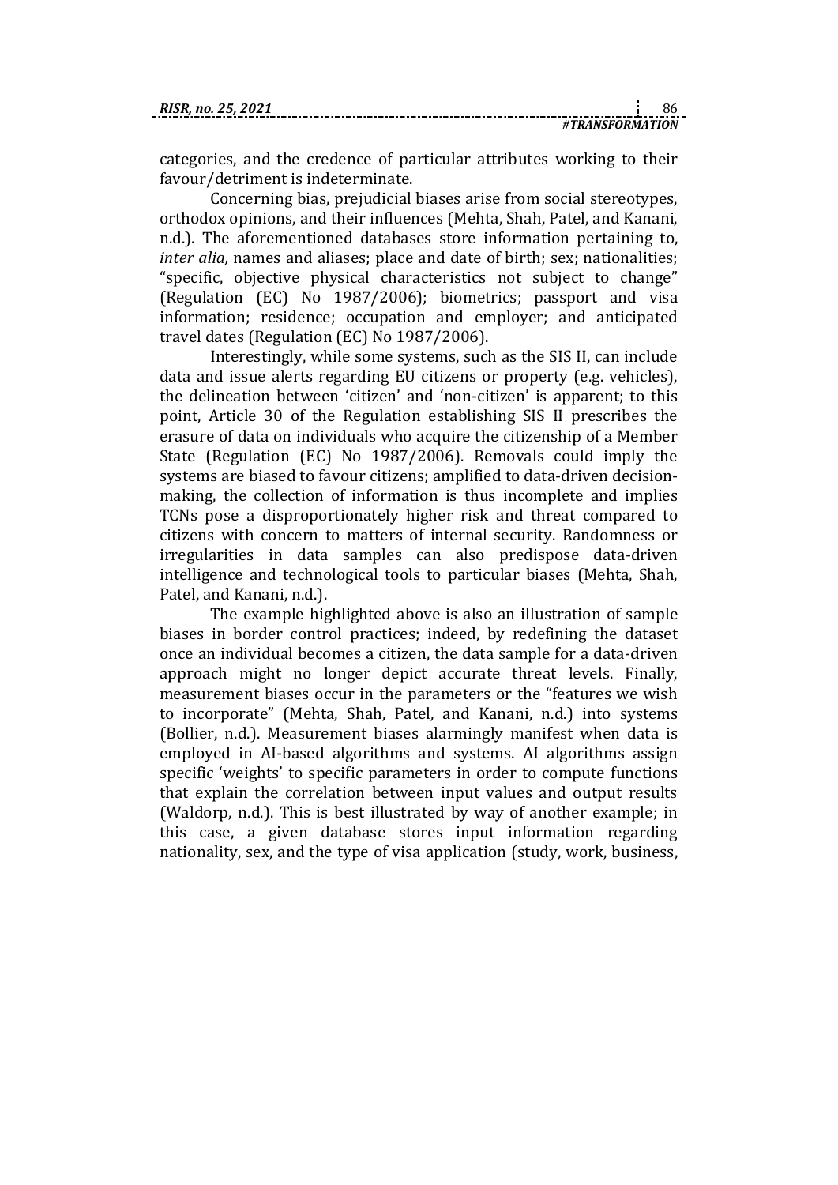categories, and the credence of particular attributes working to their favour/detriment is indeterminate.

Concerning bias, prejudicial biases arise from social stereotypes, orthodox opinions, and their influences (Mehta, Shah, Patel, and Kanani, n.d.). The aforementioned databases store information pertaining to, *inter alia,* names and aliases; place and date of birth; sex; nationalities; "specific, objective physical characteristics not subject to change" (Regulation (EC) No 1987/2006); biometrics; passport and visa information; residence; occupation and employer; and anticipated travel dates (Regulation (EC) No 1987/2006).

Interestingly, while some systems, such as the SIS II, can include data and issue alerts regarding EU citizens or property (e.g. vehicles), the delineation between 'citizen' and 'non-citizen' is apparent; to this point, Article 30 of the Regulation establishing SIS II prescribes the erasure of data on individuals who acquire the citizenship of a Member State (Regulation (EC) No 1987/2006). Removals could imply the systems are biased to favour citizens; amplified to data-driven decision-making, the collection of information is thus incomplete and implies TCNs pose a disproportionately higher risk and threat compared to citizens with concern to matters of internal security. Randomness or irregularities in data samples can also predispose data-driven intelligence and technological tools to particular biases (Mehta, Shah, Patel, and Kanani, n.d.).

The example highlighted above is also an illustration of sample biases in border control practices; indeed, by redefining the dataset once an individual becomes a citizen, the data sample for a data-driven approach might no longer depict accurate threat levels. Finally, measurement biases occur in the parameters or the "features we wish to incorporate" (Mehta, Shah, Patel, and Kanani, n.d.) into systems (Bollier, n.d.). Measurement biases alarmingly manifest when data is employed in AI-based algorithms and systems. AI algorithms assign specific 'weights' to specific parameters in order to compute functions that explain the correlation between input values and output results (Waldorp, n.d.). This is best illustrated by way of another example; in this case, a given database stores input information regarding nationality, sex, and the type of visa application (study, work, business,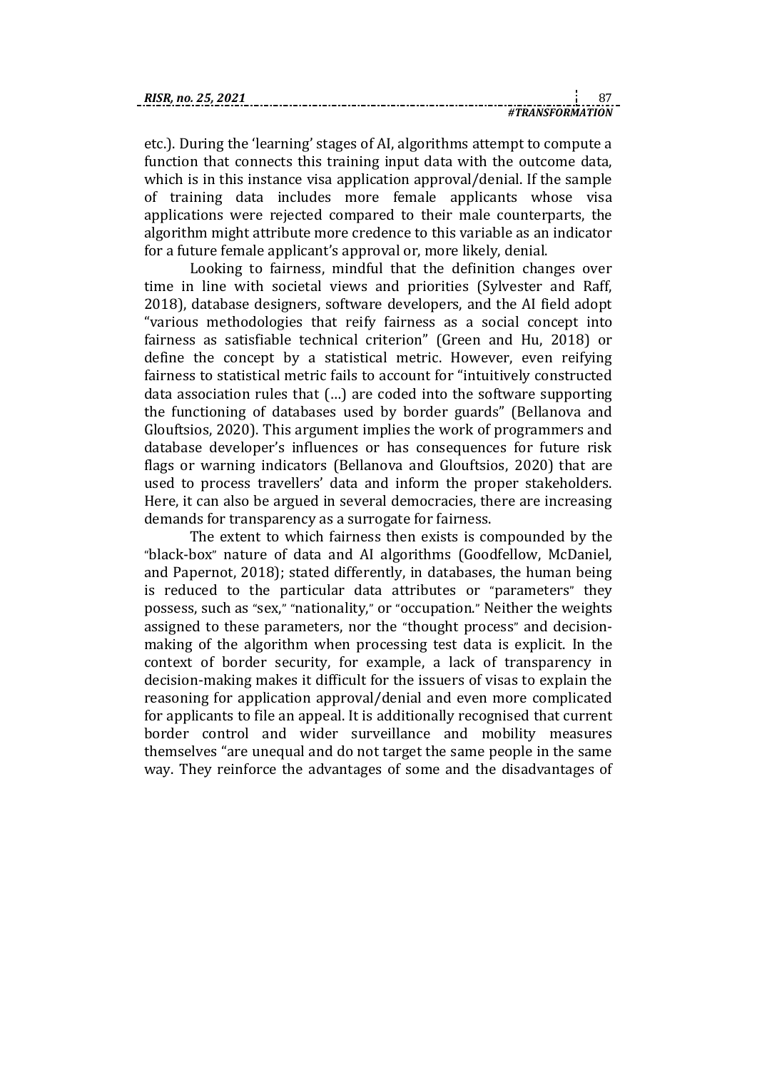etc.). During the 'learning' stages of AI, algorithms attempt to compute a function that connects this training input data with the outcome data, which is in this instance visa application approval/denial. If the sample of training data includes more female applicants whose visa applications were rejected compared to their male counterparts, the algorithm might attribute more credence to this variable as an indicator for a future female applicant's approval or, more likely, denial.

Looking to fairness, mindful that the definition changes over time in line with societal views and priorities (Sylvester and Raff, 2018), database designers, software developers, and the AI field adopt "various methodologies that reify fairness as a social concept into fairness as satisfiable technical criterion" (Green and Hu, 2018) or define the concept by a statistical metric. However, even reifying fairness to statistical metric fails to account for "intuitively constructed data association rules that (…) are coded into the software supporting the functioning of databases used by border guards" (Bellanova and Glouftsios, 2020). This argument implies the work of programmers and database developer's influences or has consequences for future risk flags or warning indicators (Bellanova and Glouftsios, 2020) that are used to process travellers' data and inform the proper stakeholders. Here, it can also be argued in several democracies, there are increasing demands for transparency as a surrogate for fairness.

The extent to which fairness then exists is compounded by the "black-box" nature of data and AI algorithms (Goodfellow, McDaniel, and Papernot, 2018); stated differently, in databases, the human being is reduced to the particular data attributes or "parameters" they possess, such as "sex," "nationality," or "occupation." Neither the weights assigned to these parameters, nor the "thought process" and decision-making of the algorithm when processing test data is explicit. In the context of border security, for example, a lack of transparency in decision-making makes it difficult for the issuers of visas to explain the reasoning for application approval/denial and even more complicated for applicants to file an appeal. It is additionally recognised that current border control and wider surveillance and mobility measures themselves "are unequal and do not target the same people in the same way. They reinforce the advantages of some and the disadvantages of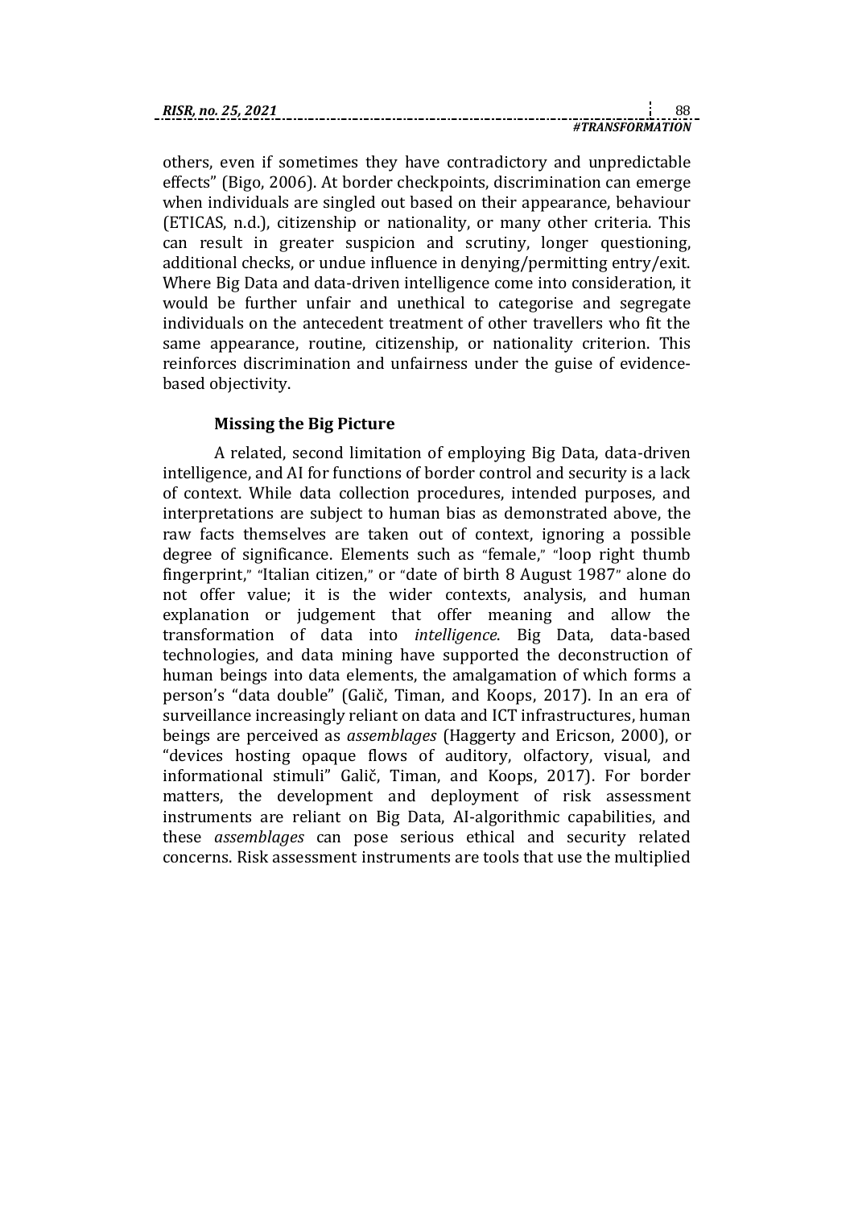others, even if sometimes they have contradictory and unpredictable effects" (Bigo, 2006). At border checkpoints, discrimination can emerge when individuals are singled out based on their appearance, behaviour (ETICAS, n.d.), citizenship or nationality, or many other criteria. This can result in greater suspicion and scrutiny, longer questioning, additional checks, or undue influence in denying/permitting entry/exit. Where Big Data and data-driven intelligence come into consideration, it would be further unfair and unethical to categorise and segregate individuals on the antecedent treatment of other travellers who fit the same appearance, routine, citizenship, or nationality criterion. This reinforces discrimination and unfairness under the guise of evidence-based objectivity.

**Missing the Big Picture**

A related, second limitation of employing Big Data, data-driven intelligence, and AI for functions of border control and security is a lack of context. While data collection procedures, intended purposes, and interpretations are subject to human bias as demonstrated above, the raw facts themselves are taken out of context, ignoring a possible degree of significance. Elements such as "female," "loop right thumb fingerprint," "Italian citizen," or "date of birth 8 August 1987" alone do not offer value; it is the wider contexts, analysis, and human explanation or judgement that offer meaning and allow the transformation of data into *intelligence*. Big Data, data-based technologies, and data mining have supported the deconstruction of human beings into data elements, the amalgamation of which forms a person's "data double" (Galič, Timan, and Koops, 2017). In an era of surveillance increasingly reliant on data and ICT infrastructures, human beings are perceived as *assemblages* (Haggerty and Ericson, 2000), or "devices hosting opaque flows of auditory, olfactory, visual, and informational stimuli" Galič, Timan, and Koops, 2017). For border matters, the development and deployment of risk assessment instruments are reliant on Big Data, AI-algorithmic capabilities, and these *assemblages* can pose serious ethical and security related concerns. Risk assessment instruments are tools that use the multiplied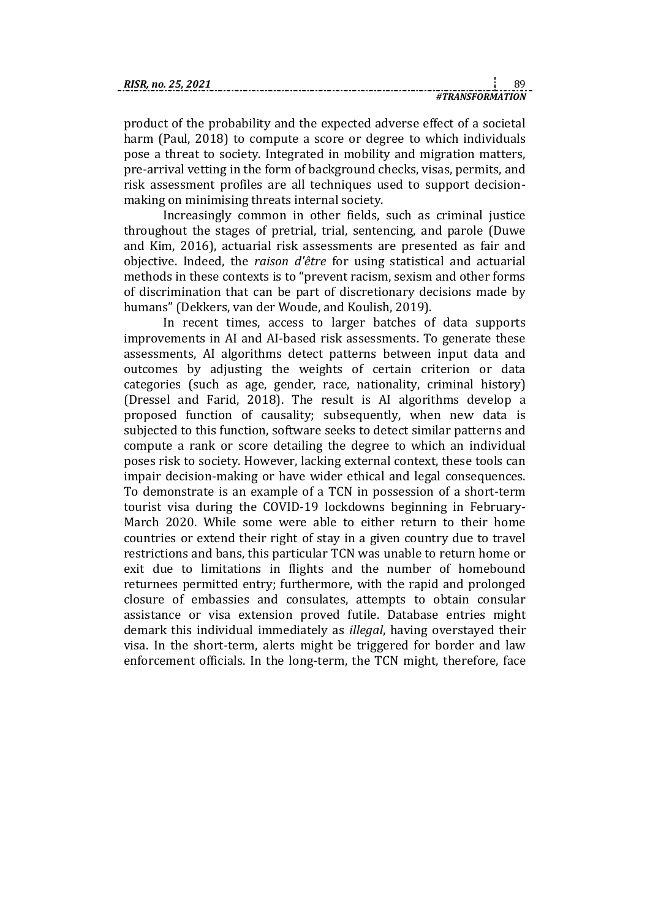product of the probability and the expected adverse effect of a societal harm (Paul, 2018) to compute a score or degree to which individuals pose a threat to society. Integrated in mobility and migration matters, pre-arrival vetting in the form of background checks, visas, permits, and risk assessment profiles are all techniques used to support decision-making on minimising threats internal society.

Increasingly common in other fields, such as criminal justice throughout the stages of pretrial, trial, sentencing, and parole (Duwe and Kim, 2016), actuarial risk assessments are presented as fair and objective. Indeed, the *raison d'être* for using statistical and actuarial methods in these contexts is to "prevent racism, sexism and other forms of discrimination that can be part of discretionary decisions made by humans" (Dekkers, van der Woude, and Koulish, 2019).

In recent times, access to larger batches of data supports improvements in AI and AI-based risk assessments. To generate these assessments, AI algorithms detect patterns between input data and outcomes by adjusting the weights of certain criterion or data categories (such as age, gender, race, nationality, criminal history) (Dressel and Farid, 2018). The result is AI algorithms develop a proposed function of causality; subsequently, when new data is subjected to this function, software seeks to detect similar patterns and compute a rank or score detailing the degree to which an individual poses risk to society. However, lacking external context, these tools can impair decision-making or have wider ethical and legal consequences. To demonstrate is an example of a TCN in possession of a short-term tourist visa during the COVID-19 lockdowns beginning in February-March 2020. While some were able to either return to their home countries or extend their right of stay in a given country due to travel restrictions and bans, this particular TCN was unable to return home or exit due to limitations in flights and the number of homebound returnees permitted entry; furthermore, with the rapid and prolonged closure of embassies and consulates, attempts to obtain consular assistance or visa extension proved futile. Database entries might demark this individual immediately as *illegal*, having overstayed their visa. In the short-term, alerts might be triggered for border and law enforcement officials. In the long-term, the TCN might, therefore, face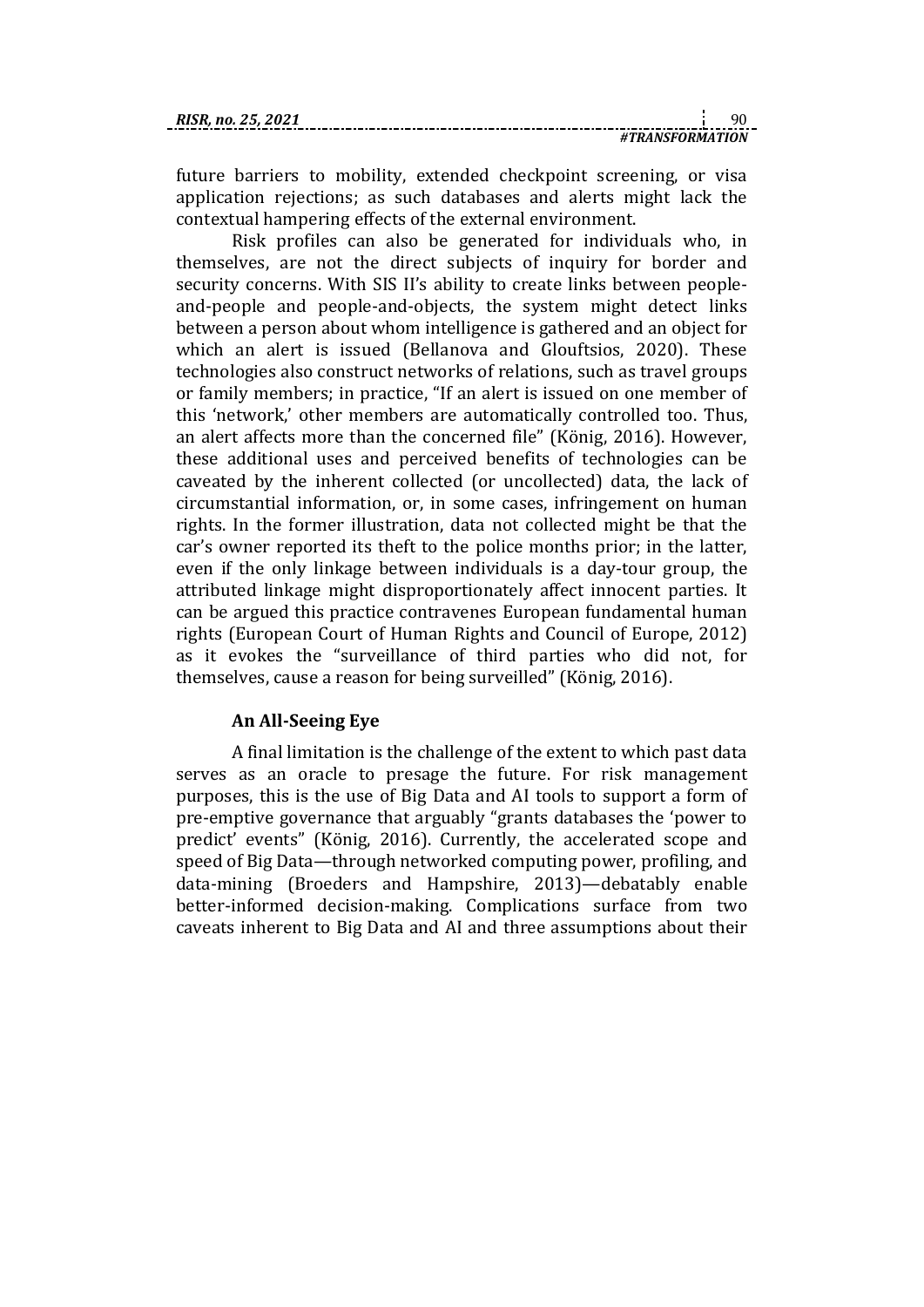future barriers to mobility, extended checkpoint screening, or visa application rejections; as such databases and alerts might lack the contextual hampering effects of the external environment.

Risk profiles can also be generated for individuals who, in themselves, are not the direct subjects of inquiry for border and security concerns. With SIS II's ability to create links between people-and-people and people-and-objects, the system might detect links between a person about whom intelligence is gathered and an object for which an alert is issued (Bellanova and Glouftsios, 2020). These technologies also construct networks of relations, such as travel groups or family members; in practice, "If an alert is issued on one member of this 'network,' other members are automatically controlled too. Thus, an alert affects more than the concerned file" (König, 2016). However, these additional uses and perceived benefits of technologies can be caveated by the inherent collected (or uncollected) data, the lack of circumstantial information, or, in some cases, infringement on human rights. In the former illustration, data not collected might be that the car's owner reported its theft to the police months prior; in the latter, even if the only linkage between individuals is a day-tour group, the attributed linkage might disproportionately affect innocent parties. It can be argued this practice contravenes European fundamental human rights (European Court of Human Rights and Council of Europe, 2012) as it evokes the "surveillance of third parties who did not, for themselves, cause a reason for being surveilled" (König, 2016).

### An All-Seeing Eye

A final limitation is the challenge of the extent to which past data serves as an oracle to presage the future. For risk management purposes, this is the use of Big Data and AI tools to support a form of pre-emptive governance that arguably "grants databases the 'power to predict' events" (König, 2016). Currently, the accelerated scope and speed of Big Data—through networked computing power, profiling, and data-mining (Broeders and Hampshire, 2013)—debatably enable better-informed decision-making. Complications surface from two caveats inherent to Big Data and AI and three assumptions about their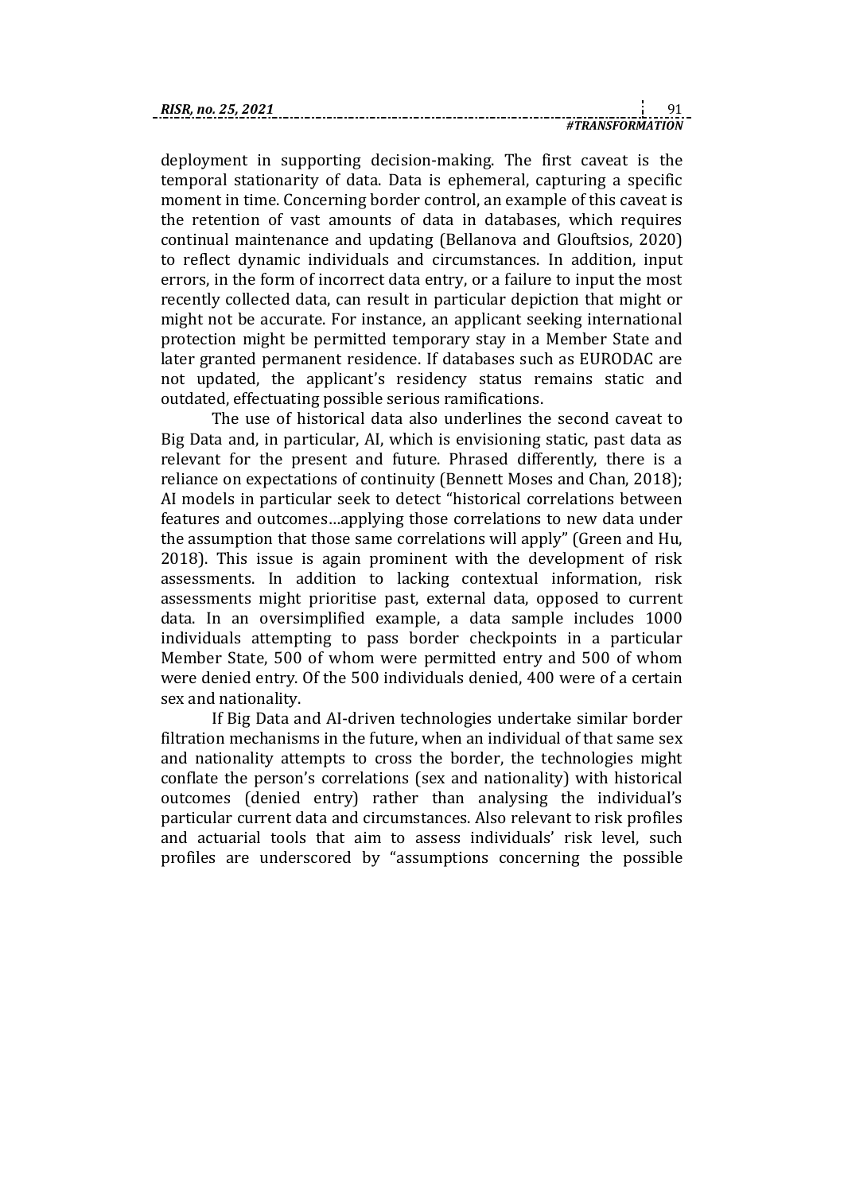deployment in supporting decision-making. The first caveat is the temporal stationarity of data. Data is ephemeral, capturing a specific moment in time. Concerning border control, an example of this caveat is the retention of vast amounts of data in databases, which requires continual maintenance and updating (Bellanova and Glouftsios, 2020) to reflect dynamic individuals and circumstances. In addition, input errors, in the form of incorrect data entry, or a failure to input the most recently collected data, can result in particular depiction that might or might not be accurate. For instance, an applicant seeking international protection might be permitted temporary stay in a Member State and later granted permanent residence. If databases such as EURODAC are not updated, the applicant's residency status remains static and outdated, effectuating possible serious ramifications.

The use of historical data also underlines the second caveat to Big Data and, in particular, AI, which is envisioning static, past data as relevant for the present and future. Phrased differently, there is a reliance on expectations of continuity (Bennett Moses and Chan, 2018); AI models in particular seek to detect "historical correlations between features and outcomes…applying those correlations to new data under the assumption that those same correlations will apply" (Green and Hu, 2018). This issue is again prominent with the development of risk assessments. In addition to lacking contextual information, risk assessments might prioritise past, external data, opposed to current data. In an oversimplified example, a data sample includes 1000 individuals attempting to pass border checkpoints in a particular Member State, 500 of whom were permitted entry and 500 of whom were denied entry. Of the 500 individuals denied, 400 were of a certain sex and nationality.

If Big Data and AI-driven technologies undertake similar border filtration mechanisms in the future, when an individual of that same sex and nationality attempts to cross the border, the technologies might conflate the person's correlations (sex and nationality) with historical outcomes (denied entry) rather than analysing the individual's particular current data and circumstances. Also relevant to risk profiles and actuarial tools that aim to assess individuals' risk level, such profiles are underscored by "assumptions concerning the possible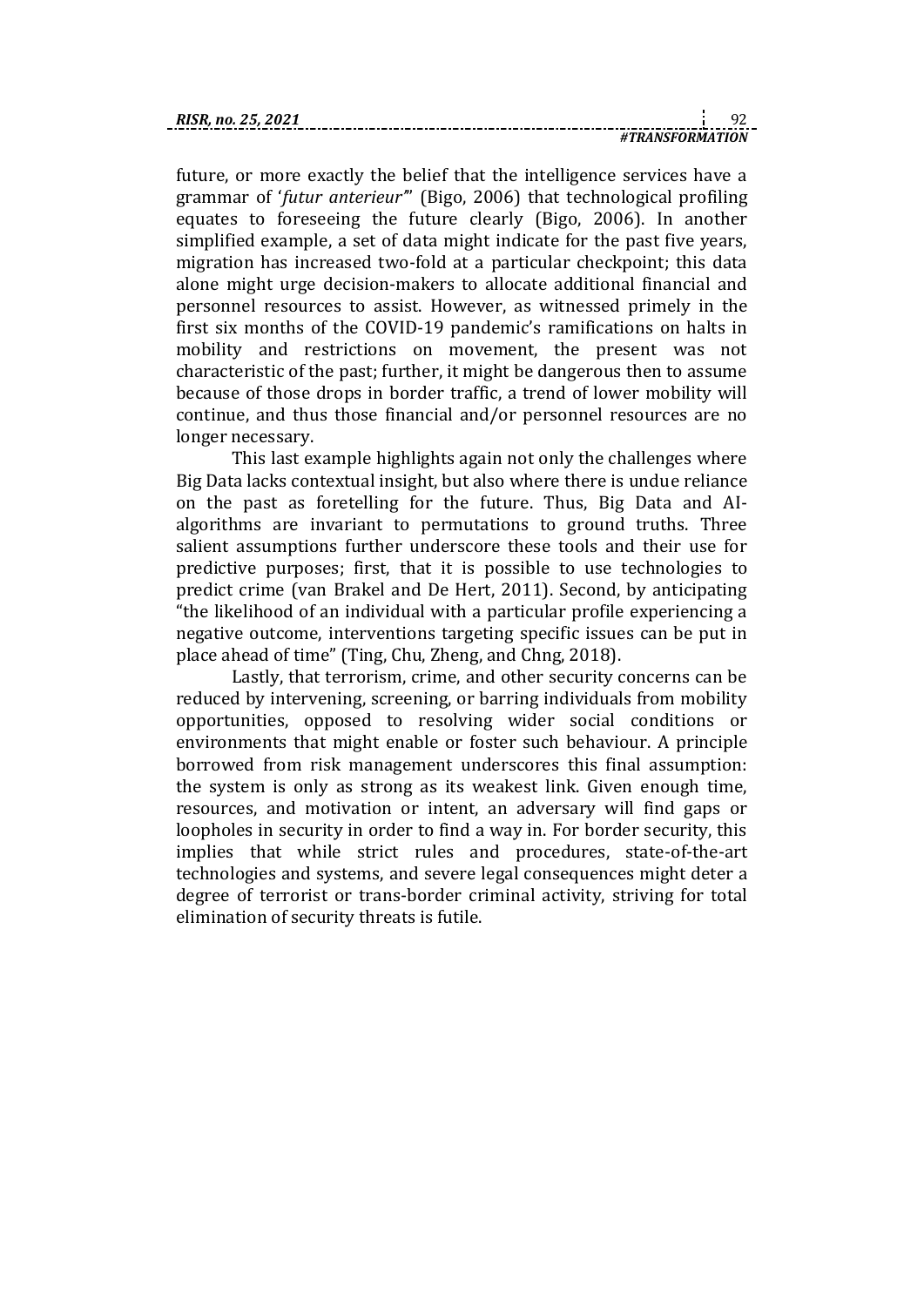future, or more exactly the belief that the intelligence services have a grammar of '*futur anterieur*'" (Bigo, 2006) that technological profiling equates to foreseeing the future clearly (Bigo, 2006). In another simplified example, a set of data might indicate for the past five years, migration has increased two-fold at a particular checkpoint; this data alone might urge decision-makers to allocate additional financial and personnel resources to assist. However, as witnessed primely in the first six months of the COVID-19 pandemic's ramifications on halts in mobility and restrictions on movement, the present was not characteristic of the past; further, it might be dangerous then to assume because of those drops in border traffic, a trend of lower mobility will continue, and thus those financial and/or personnel resources are no longer necessary.

This last example highlights again not only the challenges where Big Data lacks contextual insight, but also where there is undue reliance on the past as foretelling for the future. Thus, Big Data and AI-algorithms are invariant to permutations to ground truths. Three salient assumptions further underscore these tools and their use for predictive purposes; first, that it is possible to use technologies to predict crime (van Brakel and De Hert, 2011). Second, by anticipating "the likelihood of an individual with a particular profile experiencing a negative outcome, interventions targeting specific issues can be put in place ahead of time" (Ting, Chu, Zheng, and Chng, 2018).

Lastly, that terrorism, crime, and other security concerns can be reduced by intervening, screening, or barring individuals from mobility opportunities, opposed to resolving wider social conditions or environments that might enable or foster such behaviour. A principle borrowed from risk management underscores this final assumption: the system is only as strong as its weakest link. Given enough time, resources, and motivation or intent, an adversary will find gaps or loopholes in security in order to find a way in. For border security, this implies that while strict rules and procedures, state-of-the-art technologies and systems, and severe legal consequences might deter a degree of terrorist or trans-border criminal activity, striving for total elimination of security threats is futile.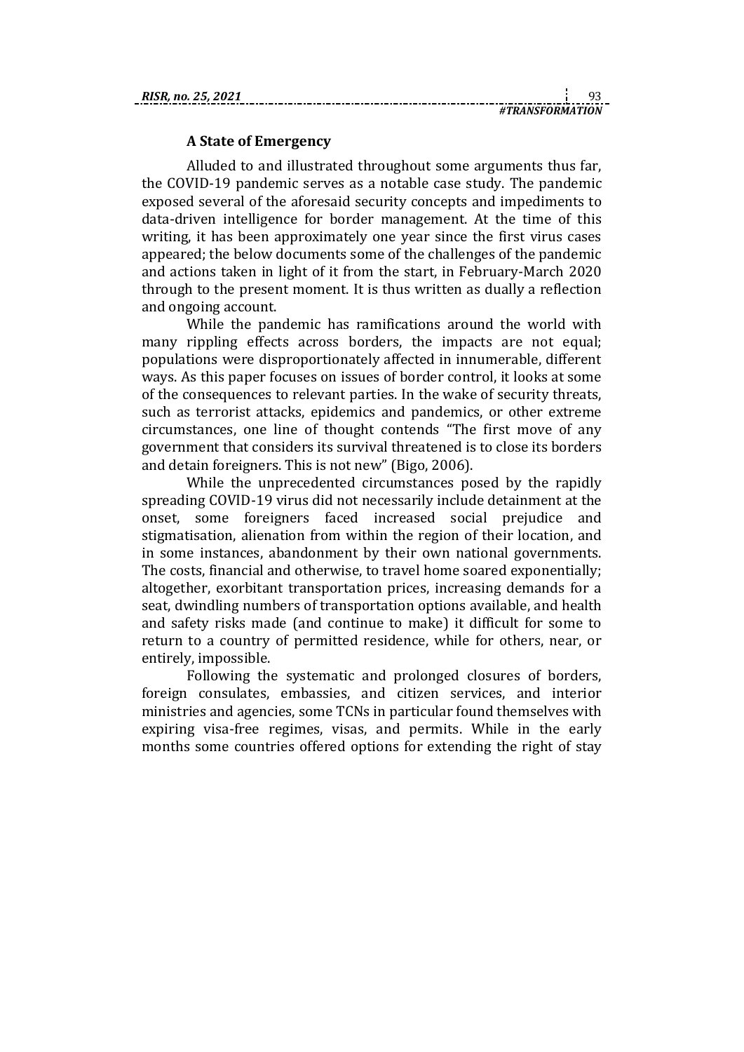### A State of Emergency

Alluded to and illustrated throughout some arguments thus far, the COVID-19 pandemic serves as a notable case study. The pandemic exposed several of the aforesaid security concepts and impediments to data-driven intelligence for border management. At the time of this writing, it has been approximately one year since the first virus cases appeared; the below documents some of the challenges of the pandemic and actions taken in light of it from the start, in February-March 2020 through to the present moment. It is thus written as dually a reflection and ongoing account.

While the pandemic has ramifications around the world with many rippling effects across borders, the impacts are not equal; populations were disproportionately affected in innumerable, different ways. As this paper focuses on issues of border control, it looks at some of the consequences to relevant parties. In the wake of security threats, such as terrorist attacks, epidemics and pandemics, or other extreme circumstances, one line of thought contends "The first move of any government that considers its survival threatened is to close its borders and detain foreigners. This is not new" (Bigo, 2006).

While the unprecedented circumstances posed by the rapidly spreading COVID-19 virus did not necessarily include detainment at the onset, some foreigners faced increased social prejudice and stigmatisation, alienation from within the region of their location, and in some instances, abandonment by their own national governments. The costs, financial and otherwise, to travel home soared exponentially; altogether, exorbitant transportation prices, increasing demands for a seat, dwindling numbers of transportation options available, and health and safety risks made (and continue to make) it difficult for some to return to a country of permitted residence, while for others, near, or entirely, impossible.

Following the systematic and prolonged closures of borders, foreign consulates, embassies, and citizen services, and interior ministries and agencies, some TCNs in particular found themselves with expiring visa-free regimes, visas, and permits. While in the early months some countries offered options for extending the right of stay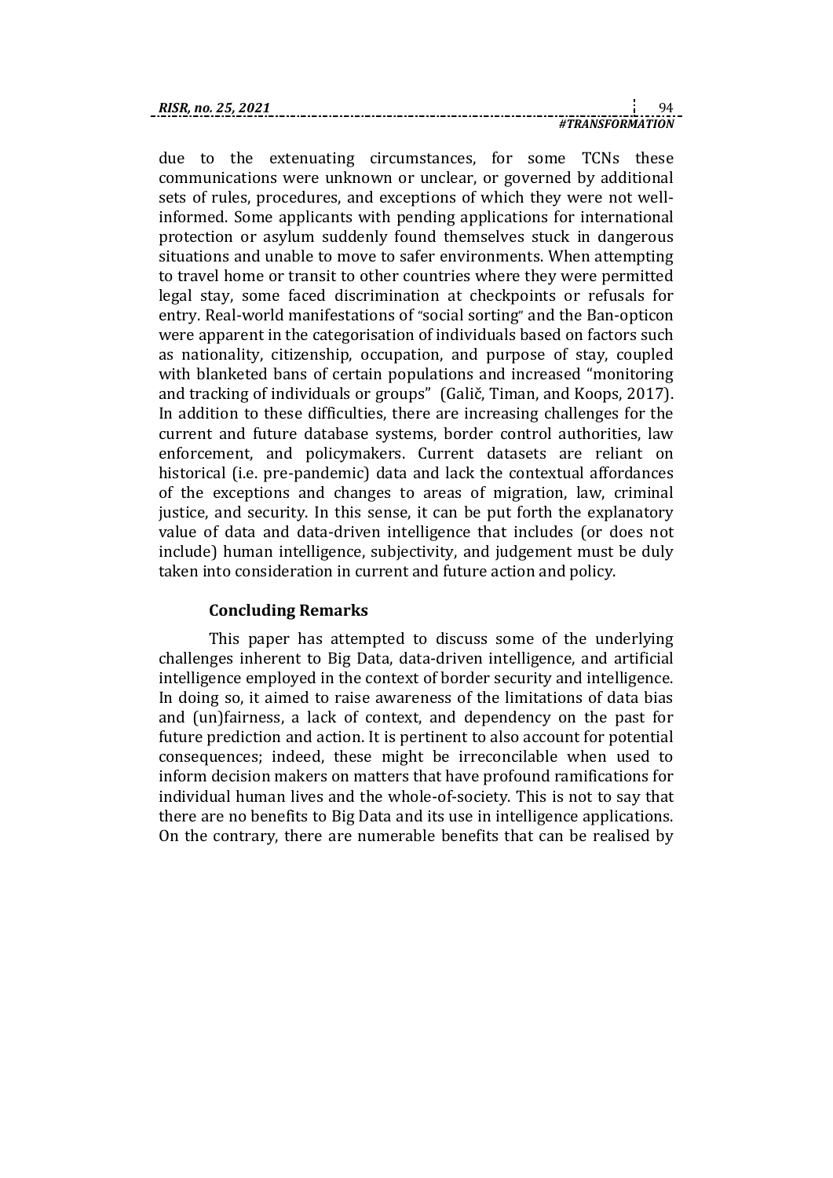due to the extenuating circumstances, for some TCNs these communications were unknown or unclear, or governed by additional sets of rules, procedures, and exceptions of which they were not well-informed. Some applicants with pending applications for international protection or asylum suddenly found themselves stuck in dangerous situations and unable to move to safer environments. When attempting to travel home or transit to other countries where they were permitted legal stay, some faced discrimination at checkpoints or refusals for entry. Real-world manifestations of "social sorting" and the Ban-opticon were apparent in the categorisation of individuals based on factors such as nationality, citizenship, occupation, and purpose of stay, coupled with blanketed bans of certain populations and increased "monitoring and tracking of individuals or groups" (Galič, Timan, and Koops, 2017). In addition to these difficulties, there are increasing challenges for the current and future database systems, border control authorities, law enforcement, and policymakers. Current datasets are reliant on historical (i.e. pre-pandemic) data and lack the contextual affordances of the exceptions and changes to areas of migration, law, criminal justice, and security. In this sense, it can be put forth the explanatory value of data and data-driven intelligence that includes (or does not include) human intelligence, subjectivity, and judgement must be duly taken into consideration in current and future action and policy.

## Concluding Remarks

This paper has attempted to discuss some of the underlying challenges inherent to Big Data, data-driven intelligence, and artificial intelligence employed in the context of border security and intelligence. In doing so, it aimed to raise awareness of the limitations of data bias and (un)fairness, a lack of context, and dependency on the past for future prediction and action. It is pertinent to also account for potential consequences; indeed, these might be irreconcilable when used to inform decision makers on matters that have profound ramifications for individual human lives and the whole-of-society. This is not to say that there are no benefits to Big Data and its use in intelligence applications. On the contrary, there are numerable benefits that can be realised by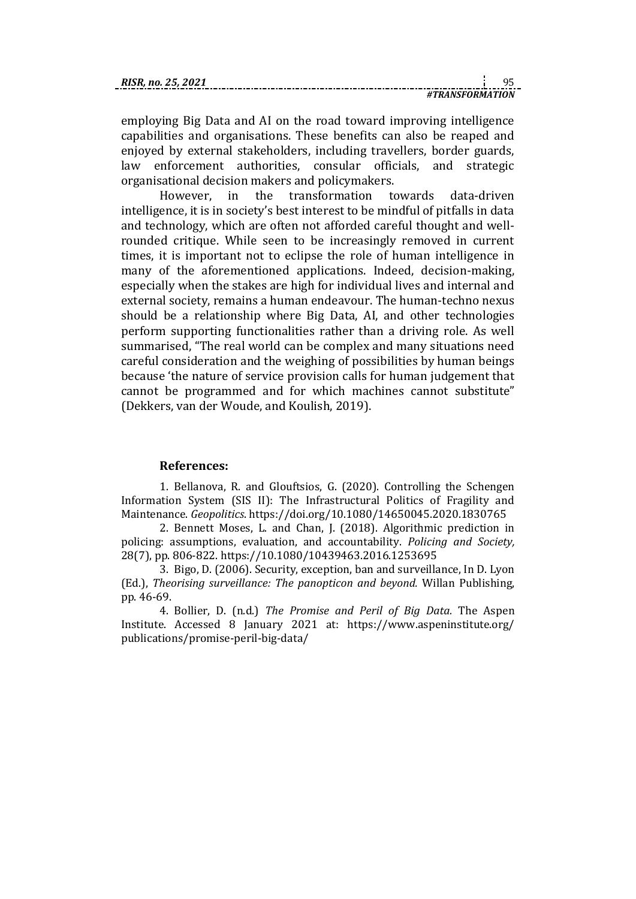employing Big Data and AI on the road toward improving intelligence capabilities and organisations. These benefits can also be reaped and enjoyed by external stakeholders, including travellers, border guards, law enforcement authorities, consular officials, and strategic organisational decision makers and policymakers.

However, in the transformation towards data-driven intelligence, it is in society's best interest to be mindful of pitfalls in data and technology, which are often not afforded careful thought and well-rounded critique. While seen to be increasingly removed in current times, it is important not to eclipse the role of human intelligence in many of the aforementioned applications. Indeed, decision-making, especially when the stakes are high for individual lives and internal and external society, remains a human endeavour. The human-techno nexus should be a relationship where Big Data, AI, and other technologies perform supporting functionalities rather than a driving role. As well summarised, "The real world can be complex and many situations need careful consideration and the weighing of possibilities by human beings because 'the nature of service provision calls for human judgement that cannot be programmed and for which machines cannot substitute" (Dekkers, van der Woude, and Koulish, 2019).

### References:

1. Bellanova, R. and Glouftsios, G. (2020). Controlling the Schengen Information System (SIS II): The Infrastructural Politics of Fragility and Maintenance. *Geopolitics*. https://doi.org/10.1080/14650045.2020.1830765

2. Bennett Moses, L. and Chan, J. (2018). Algorithmic prediction in policing: assumptions, evaluation, and accountability. *Policing and Society,* 28(7), pp. 806-822. https://10.1080/10439463.2016.1253695

3. Bigo, D. (2006). Security, exception, ban and surveillance, In D. Lyon (Ed.), *Theorising surveillance: The panopticon and beyond.* Willan Publishing, pp. 46-69.

4. Bollier, D. (n.d.) *The Promise and Peril of Big Data.* The Aspen Institute. Accessed 8 January 2021 at: https://www.aspeninstitute.org/publications/promise-peril-big-data/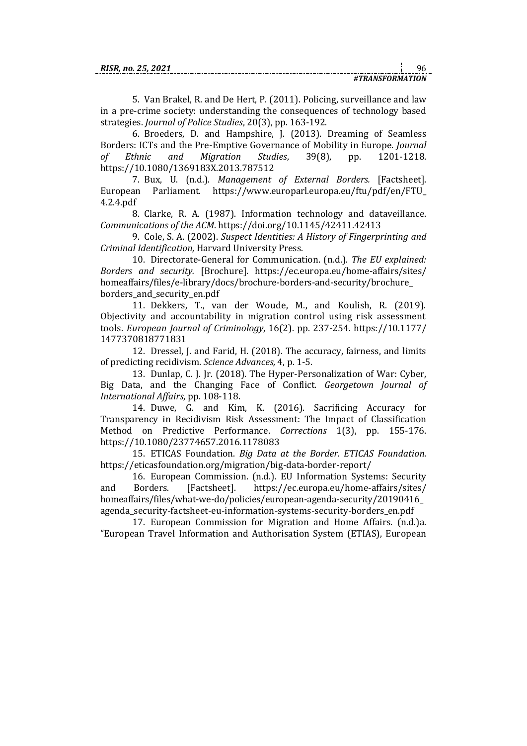5. Van Brakel, R. and De Hert, P. (2011). Policing, surveillance and law in a pre-crime society: understanding the consequences of technology based strategies. *Journal of Police Studies*, 20(3), pp. 163-192.

6. Broeders, D. and Hampshire, J. (2013). Dreaming of Seamless Borders: ICTs and the Pre-Emptive Governance of Mobility in Europe. *Journal of Ethnic and Migration Studies*, 39(8), pp. 1201-1218. https://10.1080/1369183X.2013.787512

7. Bux, U. (n.d.). *Management of External Borders.* [Factsheet]. European Parliament. https://www.europarl.europa.eu/ftu/pdf/en/FTU_4.2.4.pdf

8. Clarke, R. A. (1987). Information technology and dataveillance. *Communications of the ACM*. https://doi.org/10.1145/42411.42413

9. Cole, S. A. (2002). *Suspect Identities: A History of Fingerprinting and Criminal Identification,* Harvard University Press.

10. Directorate-General for Communication. (n.d.). *The EU explained: Borders and security.* [Brochure]. https://ec.europa.eu/home-affairs/sites/homeaffairs/files/e-library/docs/brochure-borders-and-security/brochure_borders_and_security_en.pdf

11. Dekkers, T., van der Woude, M., and Koulish, R. (2019). Objectivity and accountability in migration control using risk assessment tools. *European Journal of Criminology*, 16(2). pp. 237-254. https://10.1177/1477370818771831

12. Dressel, J. and Farid, H. (2018). The accuracy, fairness, and limits of predicting recidivism. *Science Advances,* 4, p. 1-5.

13. Dunlap, C. J. Jr. (2018). The Hyper-Personalization of War: Cyber, Big Data, and the Changing Face of Conflict. *Georgetown Journal of International Affairs*, pp. 108-118.

14. Duwe, G. and Kim, K. (2016). Sacrificing Accuracy for Transparency in Recidivism Risk Assessment: The Impact of Classification Method on Predictive Performance. *Corrections* 1(3), pp. 155-176. https://10.1080/23774657.2016.1178083

15. ETICAS Foundation. *Big Data at the Border. ETICAS Foundation.* https://eticasfoundation.org/migration/big-data-border-report/

16. European Commission. (n.d.). EU Information Systems: Security and Borders. [Factsheet]. https://ec.europa.eu/home-affairs/sites/homeaffairs/files/what-we-do/policies/european-agenda-security/20190416_agenda_security-factsheet-eu-information-systems-security-borders_en.pdf

17. European Commission for Migration and Home Affairs. (n.d.)a. "European Travel Information and Authorisation System (ETIAS), European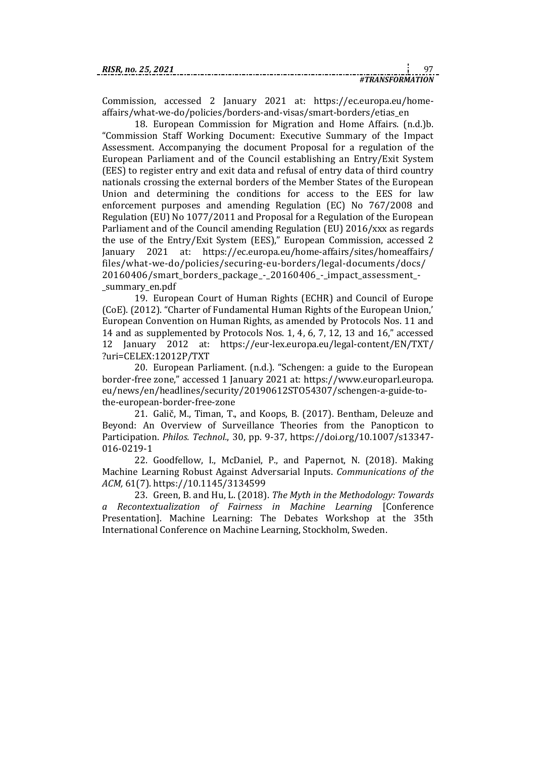Commission, accessed 2 January 2021 at: https://ec.europa.eu/home-affairs/what-we-do/policies/borders-and-visas/smart-borders/etias_en

18. European Commission for Migration and Home Affairs. (n.d.)b. "Commission Staff Working Document: Executive Summary of the Impact Assessment. Accompanying the document Proposal for a regulation of the European Parliament and of the Council establishing an Entry/Exit System (EES) to register entry and exit data and refusal of entry data of third country nationals crossing the external borders of the Member States of the European Union and determining the conditions for access to the EES for law enforcement purposes and amending Regulation (EC) No 767/2008 and Regulation (EU) No 1077/2011 and Proposal for a Regulation of the European Parliament and of the Council amending Regulation (EU) 2016/xxx as regards the use of the Entry/Exit System (EES)," European Commission, accessed 2 January 2021 at: https://ec.europa.eu/home-affairs/sites/homeaffairs/files/what-we-do/policies/securing-eu-borders/legal-documents/docs/20160406/smart_borders_package_-_20160406_-_impact_assessment_-_summary_en.pdf

19. European Court of Human Rights (ECHR) and Council of Europe (CoE). (2012). "Charter of Fundamental Human Rights of the European Union,' European Convention on Human Rights, as amended by Protocols Nos. 11 and 14 and as supplemented by Protocols Nos. 1, 4, 6, 7, 12, 13 and 16," accessed 12 January 2012 at: https://eur-lex.europa.eu/legal-content/EN/TXT/?uri=CELEX:12012P/TXT

20. European Parliament. (n.d.). "Schengen: a guide to the European border-free zone," accessed 1 January 2021 at: https://www.europarl.europa.eu/news/en/headlines/security/20190612STO54307/schengen-a-guide-to-the-european-border-free-zone

21. Galič, M., Timan, T., and Koops, B. (2017). Bentham, Deleuze and Beyond: An Overview of Surveillance Theories from the Panopticon to Participation. *Philos. Technol.*, 30, pp. 9-37, https://doi.org/10.1007/s13347-016-0219-1

22. Goodfellow, I., McDaniel, P., and Papernot, N. (2018). Making Machine Learning Robust Against Adversarial Inputs. *Communications of the ACM,* 61(7). https://10.1145/3134599

23. Green, B. and Hu, L. (2018). *The Myth in the Methodology: Towards a Recontextualization of Fairness in Machine Learning* [Conference Presentation]. Machine Learning: The Debates Workshop at the 35th International Conference on Machine Learning, Stockholm, Sweden.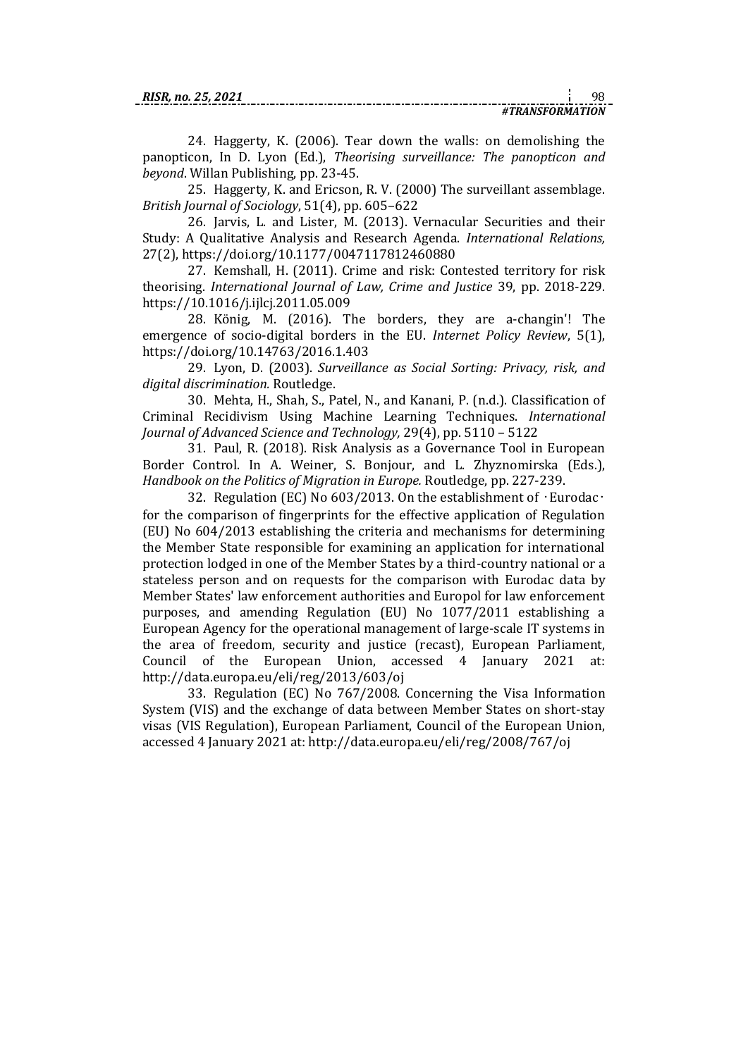24. Haggerty, K. (2006). Tear down the walls: on demolishing the panopticon, In D. Lyon (Ed.), *Theorising surveillance: The panopticon and beyond*. Willan Publishing, pp. 23-45.

25. Haggerty, K. and Ericson, R. V. (2000) The surveillant assemblage. *British Journal of Sociology*, 51(4), pp. 605–622

26. Jarvis, L. and Lister, M. (2013). Vernacular Securities and their Study: A Qualitative Analysis and Research Agenda. *International Relations,* 27(2), https://doi.org/10.1177/0047117812460880

27. Kemshall, H. (2011). Crime and risk: Contested territory for risk theorising. *International Journal of Law, Crime and Justice* 39, pp. 2018-229. https://10.1016/j.ijlcj.2011.05.009

28. König, M. (2016). The borders, they are a-changin'! The emergence of socio-digital borders in the EU. *Internet Policy Review*, 5(1), https://doi.org/10.14763/2016.1.403

29. Lyon, D. (2003). *Surveillance as Social Sorting: Privacy, risk, and digital discrimination.* Routledge.

30. Mehta, H., Shah, S., Patel, N., and Kanani, P. (n.d.). Classification of Criminal Recidivism Using Machine Learning Techniques. *International Journal of Advanced Science and Technology,* 29(4), pp. 5110 – 5122

31. Paul, R. (2018). Risk Analysis as a Governance Tool in European Border Control. In A. Weiner, S. Bonjour, and L. Zhyznomirska (Eds.), *Handbook on the Politics of Migration in Europe.* Routledge, pp. 227-239.

32. Regulation (EC) No 603/2013. On the establishment of ·Eurodac· for the comparison of fingerprints for the effective application of Regulation (EU) No 604/2013 establishing the criteria and mechanisms for determining the Member State responsible for examining an application for international protection lodged in one of the Member States by a third-country national or a stateless person and on requests for the comparison with Eurodac data by Member States' law enforcement authorities and Europol for law enforcement purposes, and amending Regulation (EU) No 1077/2011 establishing a European Agency for the operational management of large-scale IT systems in the area of freedom, security and justice (recast), European Parliament, Council of the European Union, accessed 4 January 2021 at: http://data.europa.eu/eli/reg/2013/603/oj

33. Regulation (EC) No 767/2008. Concerning the Visa Information System (VIS) and the exchange of data between Member States on short-stay visas (VIS Regulation), European Parliament, Council of the European Union, accessed 4 January 2021 at: http://data.europa.eu/eli/reg/2008/767/oj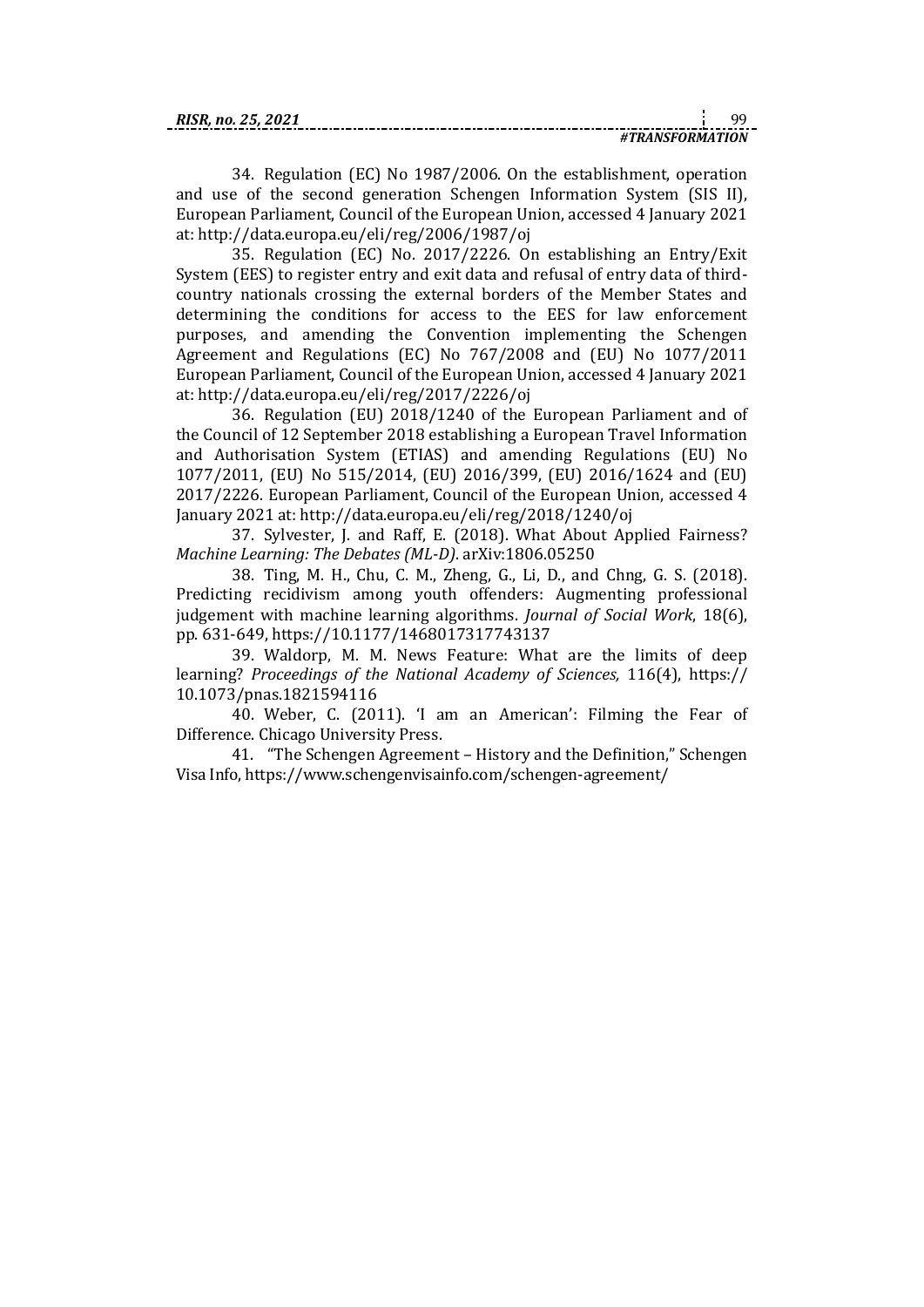34. Regulation (EC) No 1987/2006. On the establishment, operation and use of the second generation Schengen Information System (SIS II), European Parliament, Council of the European Union, accessed 4 January 2021 at: http://data.europa.eu/eli/reg/2006/1987/oj

35. Regulation (EC) No. 2017/2226. On establishing an Entry/Exit System (EES) to register entry and exit data and refusal of entry data of third-country nationals crossing the external borders of the Member States and determining the conditions for access to the EES for law enforcement purposes, and amending the Convention implementing the Schengen Agreement and Regulations (EC) No 767/2008 and (EU) No 1077/2011 European Parliament, Council of the European Union, accessed 4 January 2021 at: http://data.europa.eu/eli/reg/2017/2226/oj

36. Regulation (EU) 2018/1240 of the European Parliament and of the Council of 12 September 2018 establishing a European Travel Information and Authorisation System (ETIAS) and amending Regulations (EU) No 1077/2011, (EU) No 515/2014, (EU) 2016/399, (EU) 2016/1624 and (EU) 2017/2226. European Parliament, Council of the European Union, accessed 4 January 2021 at: http://data.europa.eu/eli/reg/2018/1240/oj

37. Sylvester, J. and Raff, E. (2018). What About Applied Fairness? *Machine Learning: The Debates (ML-D)*. arXiv:1806.05250

38. Ting, M. H., Chu, C. M., Zheng, G., Li, D., and Chng, G. S. (2018). Predicting recidivism among youth offenders: Augmenting professional judgement with machine learning algorithms. *Journal of Social Work*, 18(6), pp. 631-649, https://10.1177/1468017317743137

39. Waldorp, M. M. News Feature: What are the limits of deep learning? *Proceedings of the National Academy of Sciences,* 116(4), https:// 10.1073/pnas.1821594116

40. Weber, C. (2011). 'I am an American': Filming the Fear of Difference. Chicago University Press.

41. "The Schengen Agreement – History and the Definition," Schengen Visa Info, https://www.schengenvisainfo.com/schengen-agreement/